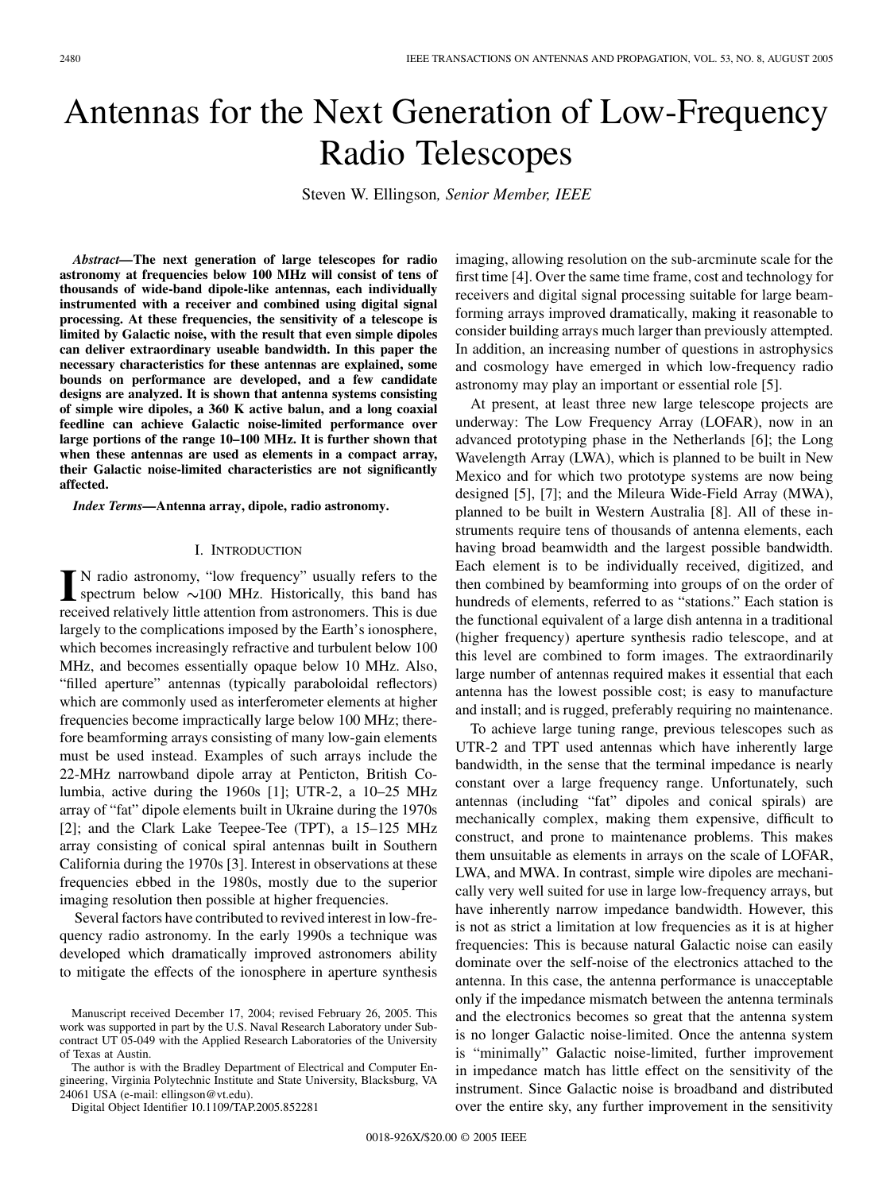# Antennas for the Next Generation of Low-Frequency Radio Telescopes

Steven W. Ellingson, *Senior Member, IEEE*

***Abstract*—The next generation of large telescopes for radio astronomy at frequencies below 100 MHz will consist of tens of thousands of wide-band dipole-like antennas, each individually instrumented with a receiver and combined using digital signal processing. At these frequencies, the sensitivity of a telescope is limited by Galactic noise, with the result that even simple dipoles can deliver extraordinary useable bandwidth. In this paper the necessary characteristics for these antennas are explained, some bounds on performance are developed, and a few candidate designs are analyzed. It is shown that antenna systems consisting of simple wire dipoles, a 360 K active balun, and a long coaxial feedline can achieve Galactic noise-limited performance over large portions of the range 10–100 MHz. It is further shown that when these antennas are used as elements in a compact array, their Galactic noise-limited characteristics are not significantly affected.**

***Index Terms*—Antenna array, dipole, radio astronomy.**

## I. Introduction

In radio astronomy, "low frequency" usually refers to the spectrum below ∼100 MHz. Historically, this band has received relatively little attention from astronomers. This is due largely to the complications imposed by the Earth's ionosphere, which becomes increasingly refractive and turbulent below 100 MHz, and becomes essentially opaque below 10 MHz. Also, "filled aperture" antennas (typically paraboloidal reflectors) which are commonly used as interferometer elements at higher frequencies become impractically large below 100 MHz; therefore beamforming arrays consisting of many low-gain elements must be used instead. Examples of such arrays include the 22-MHz narrowband dipole array at Penticton, British Columbia, active during the 1960s [1]; UTR-2, a 10–25 MHz array of "fat" dipole elements built in Ukraine during the 1970s [2]; and the Clark Lake Teepee-Tee (TPT), a 15–125 MHz array consisting of conical spiral antennas built in Southern California during the 1970s [3]. Interest in observations at these frequencies ebbed in the 1980s, mostly due to the superior imaging resolution then possible at higher frequencies.

Several factors have contributed to revived interest in low-frequency radio astronomy. In the early 1990s a technique was developed which dramatically improved astronomers ability to mitigate the effects of the ionosphere in aperture synthesis imaging, allowing resolution on the sub-arcminute scale for the first time [4]. Over the same time frame, cost and technology for receivers and digital signal processing suitable for large beamforming arrays improved dramatically, making it reasonable to consider building arrays much larger than previously attempted. In addition, an increasing number of questions in astrophysics and cosmology have emerged in which low-frequency radio astronomy may play an important or essential role [5].

At present, at least three new large telescope projects are underway: The Low Frequency Array (LOFAR), now in an advanced prototyping phase in the Netherlands [6]; the Long Wavelength Array (LWA), which is planned to be built in New Mexico and for which two prototype systems are now being designed [5], [7]; and the Mileura Wide-Field Array (MWA), planned to be built in Western Australia [8]. All of these instruments require tens of thousands of antenna elements, each having broad beamwidth and the largest possible bandwidth. Each element is to be individually received, digitized, and then combined by beamforming into groups of on the order of hundreds of elements, referred to as "stations." Each station is the functional equivalent of a large dish antenna in a traditional (higher frequency) aperture synthesis radio telescope, and at this level are combined to form images. The extraordinarily large number of antennas required makes it essential that each antenna has the lowest possible cost; is easy to manufacture and install; and is rugged, preferably requiring no maintenance.

To achieve large tuning range, previous telescopes such as UTR-2 and TPT used antennas which have inherently large bandwidth, in the sense that the terminal impedance is nearly constant over a large frequency range. Unfortunately, such antennas (including "fat" dipoles and conical spirals) are mechanically complex, making them expensive, difficult to construct, and prone to maintenance problems. This makes them unsuitable as elements in arrays on the scale of LOFAR, LWA, and MWA. In contrast, simple wire dipoles are mechanically very well suited for use in large low-frequency arrays, but have inherently narrow impedance bandwidth. However, this is not as strict a limitation at low frequencies as it is at higher frequencies: This is because natural Galactic noise can easily dominate over the self-noise of the electronics attached to the antenna. In this case, the antenna performance is unacceptable only if the impedance mismatch between the antenna terminals and the electronics becomes so great that the antenna system is no longer Galactic noise-limited. Once the antenna system is "minimally" Galactic noise-limited, further improvement in impedance match has little effect on the sensitivity of the instrument. Since Galactic noise is broadband and distributed over the entire sky, any further improvement in the sensitivity

Manuscript received December 17, 2004; revised February 26, 2005. This work was supported in part by the U.S. Naval Research Laboratory under Subcontract UT 05-049 with the Applied Research Laboratories of the University of Texas at Austin.

The author is with the Bradley Department of Electrical and Computer Engineering, Virginia Polytechnic Institute and State University, Blacksburg, VA 24061 USA (e-mail: ellingson@vt.edu).

Digital Object Identifier 10.1109/TAP.2005.852281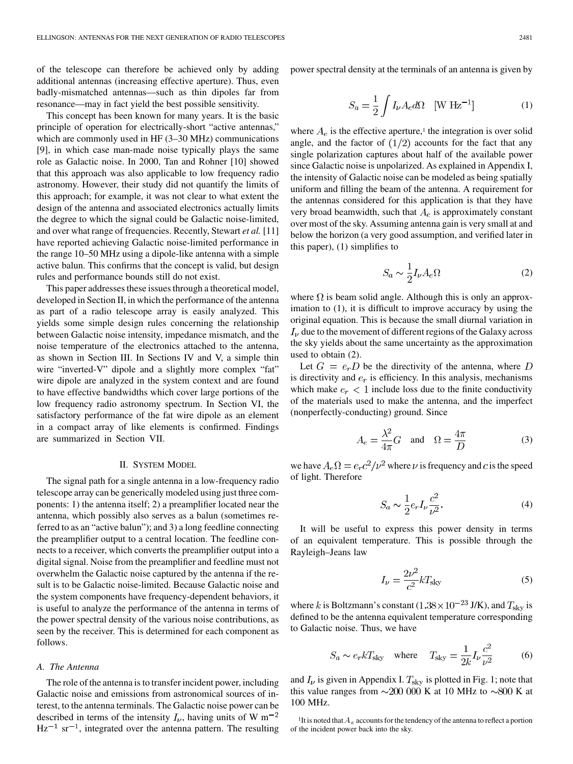of the telescope can therefore be achieved only by adding additional antennas (increasing effective aperture). Thus, even badly-mismatched antennas—such as thin dipoles far from resonance—may in fact yield the best possible sensitivity.

This concept has been known for many years. It is the basic principle of operation for electrically-short "active antennas," which are commonly used in HF (3–30 MHz) communications [9], in which case man-made noise typically plays the same role as Galactic noise. In 2000, Tan and Rohner [10] showed that this approach was also applicable to low frequency radio astronomy. However, their study did not quantify the limits of this approach; for example, it was not clear to what extent the design of the antenna and associated electronics actually limits the degree to which the signal could be Galactic noise-limited, and over what range of frequencies. Recently, Stewart *et al.* [11] have reported achieving Galactic noise-limited performance in the range 10–50 MHz using a dipole-like antenna with a simple active balun. This confirms that the concept is valid, but design rules and performance bounds still do not exist.

This paper addresses these issues through a theoretical model, developed in Section II, in which the performance of the antenna as part of a radio telescope array is easily analyzed. This yields some simple design rules concerning the relationship between Galactic noise intensity, impedance mismatch, and the noise temperature of the electronics attached to the antenna, as shown in Section III. In Sections IV and V, a simple thin wire "inverted-V" dipole and a slightly more complex "fat" wire dipole are analyzed in the system context and are found to have effective bandwidths which cover large portions of the low frequency radio astronomy spectrum. In Section VI, the satisfactory performance of the fat wire dipole as an element in a compact array of like elements is confirmed. Findings are summarized in Section VII.

## II. System Model

The signal path for a single antenna in a low-frequency radio telescope array can be generically modeled using just three components: 1) the antenna itself; 2) a preamplifier located near the antenna, which possibly also serves as a balun (sometimes referred to as an "active balun"); and 3) a long feedline connecting the preamplifier output to a central location. The feedline connects to a receiver, which converts the preamplifier output into a digital signal. Noise from the preamplifier and feedline must not overwhelm the Galactic noise captured by the antenna if the result is to be Galactic noise-limited. Because Galactic noise and the system components have frequency-dependent behaviors, it is useful to analyze the performance of the antenna in terms of the power spectral density of the various noise contributions, as seen by the receiver. This is determined for each component as follows.

### A. The Antenna

The role of the antenna is to transfer incident power, including Galactic noise and emissions from astronomical sources of interest, to the antenna terminals. The Galactic noise power can be described in terms of the intensity $I_\nu$, having units of W m$^{-2}$ Hz$^{-1}$ sr$^{-1}$, integrated over the antenna pattern. The resulting power spectral density at the terminals of an antenna is given by

$$S_a = \frac{1}{2}\int I_\nu A_e d\Omega \quad [\text{W Hz}^{-1}] \tag{1}$$

where $A_e$ is the effective aperture,[1] the integration is over solid angle, and the factor of $(1/2)$ accounts for the fact that any single polarization captures about half of the available power since Galactic noise is unpolarized. As explained in Appendix I, the intensity of Galactic noise can be modeled as being spatially uniform and filling the beam of the antenna. A requirement for the antennas considered for this application is that they have very broad beamwidth, such that $A_e$ is approximately constant over most of the sky. Assuming antenna gain is very small at and below the horizon (a very good assumption, and verified later in this paper), (1) simplifies to

$$S_a \sim \frac{1}{2} I_\nu A_e \Omega \tag{2}$$

where $\Omega$ is beam solid angle. Although this is only an approximation to (1), it is difficult to improve accuracy by using the original equation. This is because the small diurnal variation in $I_\nu$ due to the movement of different regions of the Galaxy across the sky yields about the same uncertainty as the approximation used to obtain (2).

Let $G = e_r D$ be the directivity of the antenna, where $D$ is directivity and $e_r$ is efficiency. In this analysis, mechanisms which make $e_r < 1$ include loss due to the finite conductivity of the materials used to make the antenna, and the imperfect (nonperfectly-conducting) ground. Since

$$A_e = \frac{\lambda^2}{4\pi} G \quad \text{and} \quad \Omega = \frac{4\pi}{D} \tag{3}$$

we have $A_e \Omega = e_r c^2/\nu^2$ where $\nu$ is frequency and $c$ is the speed of light. Therefore

$$S_a \sim \frac{1}{2} e_r I_\nu \frac{c^2}{\nu^2}. \tag{4}$$

It will be useful to express this power density in terms of an equivalent temperature. This is possible through the Rayleigh–Jeans law

$$I_\nu = \frac{2\nu^2}{c^2} k T_{\text{sky}} \tag{5}$$

where $k$ is Boltzmann's constant ($1.38 \times 10^{-23}$ J/K), and $T_{\text{sky}}$ is defined to be the antenna equivalent temperature corresponding to Galactic noise. Thus, we have

$$S_a \sim e_r k T_{\text{sky}} \quad \text{where} \quad T_{\text{sky}} = \frac{1}{2k} I_\nu \frac{c^2}{\nu^2} \tag{6}$$

and $I_\nu$ is given in Appendix I. $T_{\text{sky}}$ is plotted in Fig. 1; note that this value ranges from $\sim$200 000 K at 10 MHz to $\sim$800 K at 100 MHz.

[1] It is noted that $A_e$ accounts for the tendency of the antenna to reflect a portion of the incident power back into the sky.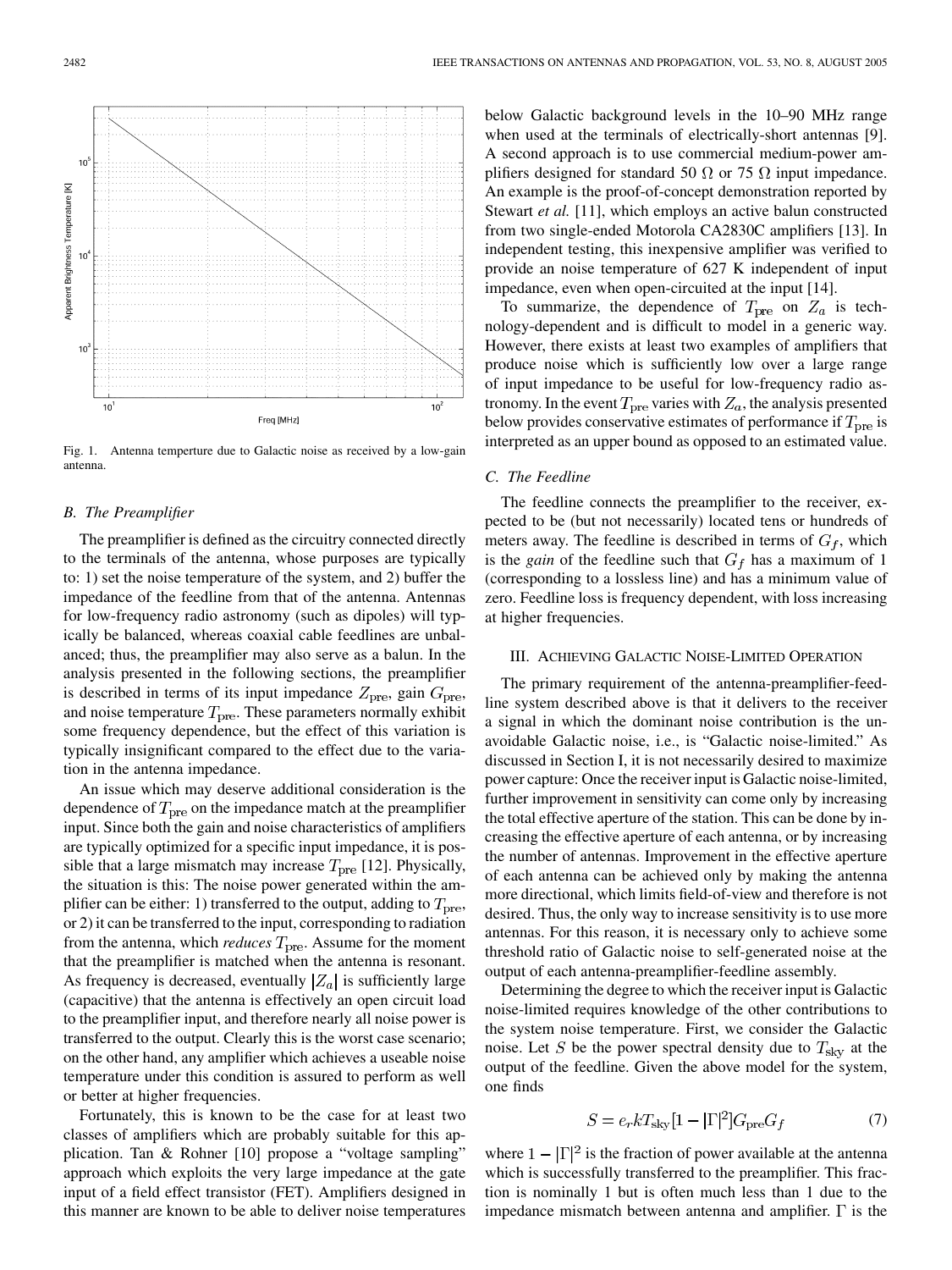Fig. 1. Antenna temperture due to Galactic noise as received by a low-gain antenna.

### B. The Preamplifier

The preamplifier is defined as the circuitry connected directly to the terminals of the antenna, whose purposes are typically to: 1) set the noise temperature of the system, and 2) buffer the impedance of the feedline from that of the antenna. Antennas for low-frequency radio astronomy (such as dipoles) will typically be balanced, whereas coaxial cable feedlines are unbalanced; thus, the preamplifier may also serve as a balun. In the analysis presented in the following sections, the preamplifier is described in terms of its input impedance $Z_{\rm pre}$, gain $G_{\rm pre}$, and noise temperature $T_{\rm pre}$. These parameters normally exhibit some frequency dependence, but the effect of this variation is typically insignificant compared to the effect due to the variation in the antenna impedance.

An issue which may deserve additional consideration is the dependence of $T_{\rm pre}$ on the impedance match at the preamplifier input. Since both the gain and noise characteristics of amplifiers are typically optimized for a specific input impedance, it is possible that a large mismatch may increase $T_{\rm pre}$ [12]. Physically, the situation is this: The noise power generated within the amplifier can be either: 1) transferred to the output, adding to $T_{\rm pre}$, or 2) it can be transferred to the input, corresponding to radiation from the antenna, which *reduces* $T_{\rm pre}$. Assume for the moment that the preamplifier is matched when the antenna is resonant. As frequency is decreased, eventually $|Z_a|$ is sufficiently large (capacitive) that the antenna is effectively an open circuit load to the preamplifier input, and therefore nearly all noise power is transferred to the output. Clearly this is the worst case scenario; on the other hand, any amplifier which achieves a useable noise temperature under this condition is assured to perform as well or better at higher frequencies.

Fortunately, this is known to be the case for at least two classes of amplifiers which are probably suitable for this application. Tan & Rohner [10] propose a "voltage sampling" approach which exploits the very large impedance at the gate input of a field effect transistor (FET). Amplifiers designed in this manner are known to be able to deliver noise temperatures below Galactic background levels in the 10–90 MHz range when used at the terminals of electrically-short antennas [9]. A second approach is to use commercial medium-power amplifiers designed for standard 50 Ω or 75 Ω input impedance. An example is the proof-of-concept demonstration reported by Stewart *et al.* [11], which employs an active balun constructed from two single-ended Motorola CA2830C amplifiers [13]. In independent testing, this inexpensive amplifier was verified to provide an noise temperature of 627 K independent of input impedance, even when open-circuited at the input [14].

To summarize, the dependence of $T_{\rm pre}$ on $Z_a$ is technology-dependent and is difficult to model in a generic way. However, there exists at least two examples of amplifiers that produce noise which is sufficiently low over a large range of input impedance to be useful for low-frequency radio astronomy. In the event $T_{\rm pre}$ varies with $Z_a$, the analysis presented below provides conservative estimates of performance if $T_{\rm pre}$ is interpreted as an upper bound as opposed to an estimated value.

### C. The Feedline

The feedline connects the preamplifier to the receiver, expected to be (but not necessarily) located tens or hundreds of meters away. The feedline is described in terms of $G_f$, which is the *gain* of the feedline such that $G_f$ has a maximum of 1 (corresponding to a lossless line) and has a minimum value of zero. Feedline loss is frequency dependent, with loss increasing at higher frequencies.

## III. Achieving Galactic Noise-Limited Operation

The primary requirement of the antenna-preamplifier-feedline system described above is that it delivers to the receiver a signal in which the dominant noise contribution is the unavoidable Galactic noise, i.e., is "Galactic noise-limited." As discussed in Section I, it is not necessarily desired to maximize power capture: Once the receiver input is Galactic noise-limited, further improvement in sensitivity can come only by increasing the total effective aperture of the station. This can be done by increasing the effective aperture of each antenna, or by increasing the number of antennas. Improvement in the effective aperture of each antenna can be achieved only by making the antenna more directional, which limits field-of-view and therefore is not desired. Thus, the only way to increase sensitivity is to use more antennas. For this reason, it is necessary only to achieve some threshold ratio of Galactic noise to self-generated noise at the output of each antenna-preamplifier-feedline assembly.

Determining the degree to which the receiver input is Galactic noise-limited requires knowledge of the other contributions to the system noise temperature. First, we consider the Galactic noise. Let $S$ be the power spectral density due to $T_{\rm sky}$ at the output of the feedline. Given the above model for the system, one finds

$$S = e_r k T_{\rm sky}[1-|\Gamma|^2] G_{\rm pre} G_f \tag{7}$$

where $1-|\Gamma|^2$ is the fraction of power available at the antenna which is successfully transferred to the preamplifier. This fraction is nominally 1 but is often much less than 1 due to the impedance mismatch between antenna and amplifier. $\Gamma$ is the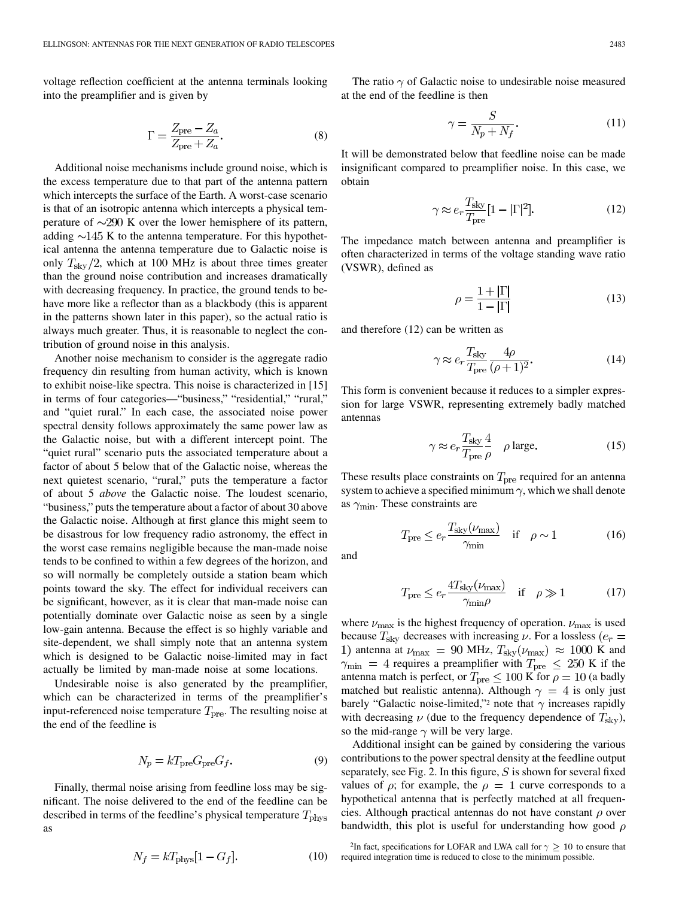voltage reflection coefficient at the antenna terminals looking into the preamplifier and is given by

$$\Gamma = \frac{Z_{\rm pre} - Z_a}{Z_{\rm pre} + Z_a}. \tag{8}$$

Additional noise mechanisms include ground noise, which is the excess temperature due to that part of the antenna pattern which intercepts the surface of the Earth. A worst-case scenario is that of an isotropic antenna which intercepts a physical temperature of $\sim$290 K over the lower hemisphere of its pattern, adding $\sim$145 K to the antenna temperature. For this hypothetical antenna the antenna temperature due to Galactic noise is only $T_{\rm sky}/2$, which at 100 MHz is about three times greater than the ground noise contribution and increases dramatically with decreasing frequency. In practice, the ground tends to behave more like a reflector than as a blackbody (this is apparent in the patterns shown later in this paper), so the actual ratio is always much greater. Thus, it is reasonable to neglect the contribution of ground noise in this analysis.

Another noise mechanism to consider is the aggregate radio frequency din resulting from human activity, which is known to exhibit noise-like spectra. This noise is characterized in [15] in terms of four categories—"business," "residential," "rural," and "quiet rural." In each case, the associated noise power spectral density follows approximately the same power law as the Galactic noise, but with a different intercept point. The "quiet rural" scenario puts the associated temperature about a factor of about 5 below that of the Galactic noise, whereas the next quietest scenario, "rural," puts the temperature a factor of about 5 *above* the Galactic noise. The loudest scenario, "business," puts the temperature about a factor of about 30 above the Galactic noise. Although at first glance this might seem to be disastrous for low frequency radio astronomy, the effect in the worst case remains negligible because the man-made noise tends to be confined to within a few degrees of the horizon, and so will normally be completely outside a station beam which points toward the sky. The effect for individual receivers can be significant, however, as it is clear that man-made noise can potentially dominate over Galactic noise as seen by a single low-gain antenna. Because the effect is so highly variable and site-dependent, we shall simply note that an antenna system which is designed to be Galactic noise-limited may in fact actually be limited by man-made noise at some locations.

Undesirable noise is also generated by the preamplifier, which can be characterized in terms of the preamplifier's input-referenced noise temperature $T_{\rm pre}$. The resulting noise at the end of the feedline is

$$N_p = kT_{\rm pre}G_{\rm pre}G_f. \tag{9}$$

Finally, thermal noise arising from feedline loss may be significant. The noise delivered to the end of the feedline can be described in terms of the feedline's physical temperature $T_{\rm phys}$ as

$$N_f = kT_{\rm phys}[1 - G_f]. \tag{10}$$

The ratio $\gamma$ of Galactic noise to undesirable noise measured at the end of the feedline is then

$$\gamma = \frac{S}{N_p + N_f}. \tag{11}$$

It will be demonstrated below that feedline noise can be made insignificant compared to preamplifier noise. In this case, we obtain

$$\gamma \approx e_r \frac{T_{\rm sky}}{T_{\rm pre}}[1 - |\Gamma|^2]. \tag{12}$$

The impedance match between antenna and preamplifier is often characterized in terms of the voltage standing wave ratio (VSWR), defined as

$$\rho = \frac{1 + |\Gamma|}{1 - |\Gamma|} \tag{13}$$

and therefore (12) can be written as

$$\gamma \approx e_r \frac{T_{\rm sky}}{T_{\rm pre}} \frac{4\rho}{(\rho + 1)^2}. \tag{14}$$

This form is convenient because it reduces to a simpler expression for large VSWR, representing extremely badly matched antennas

$$\gamma \approx e_r \frac{T_{\rm sky}}{T_{\rm pre}} \frac{4}{\rho} \quad \rho \text{ large}. \tag{15}$$

These results place constraints on $T_{\rm pre}$ required for an antenna system to achieve a specified minimum $\gamma$, which we shall denote as $\gamma_{\rm min}$. These constraints are

$$T_{\rm pre} \leq e_r \frac{T_{\rm sky}(\nu_{\rm max})}{\gamma_{\rm min}} \quad \text{if} \quad \rho \sim 1 \tag{16}$$

and

$$T_{\rm pre} \leq e_r \frac{4T_{\rm sky}(\nu_{\rm max})}{\gamma_{\rm min}\rho} \quad \text{if} \quad \rho \gg 1 \tag{17}$$

where $\nu_{\rm max}$ is the highest frequency of operation. $\nu_{\rm max}$ is used because $T_{\rm sky}$ decreases with increasing $\nu$. For a lossless ($e_r = 1$) antenna at $\nu_{\rm max} = 90$ MHz, $T_{\rm sky}(\nu_{\rm max}) \approx 1000$ K and $\gamma_{\rm min} = 4$ requires a preamplifier with $T_{\rm pre} \leq 250$ K if the antenna match is perfect, or $T_{\rm pre} \leq 100$ K for $\rho = 10$ (a badly matched but realistic antenna). Although $\gamma = 4$ is only just barely "Galactic noise-limited,"[2] note that $\gamma$ increases rapidly with decreasing $\nu$ (due to the frequency dependence of $T_{\rm sky}$), so the mid-range $\gamma$ will be very large.

Additional insight can be gained by considering the various contributions to the power spectral density at the feedline output separately, see Fig. 2. In this figure, $S$ is shown for several fixed values of $\rho$; for example, the $\rho = 1$ curve corresponds to a hypothetical antenna that is perfectly matched at all frequencies. Although practical antennas do not have constant $\rho$ over bandwidth, this plot is useful for understanding how good $\rho$

[2]In fact, specifications for LOFAR and LWA call for $\gamma \geq 10$ to ensure that required integration time is reduced to close to the minimum possible.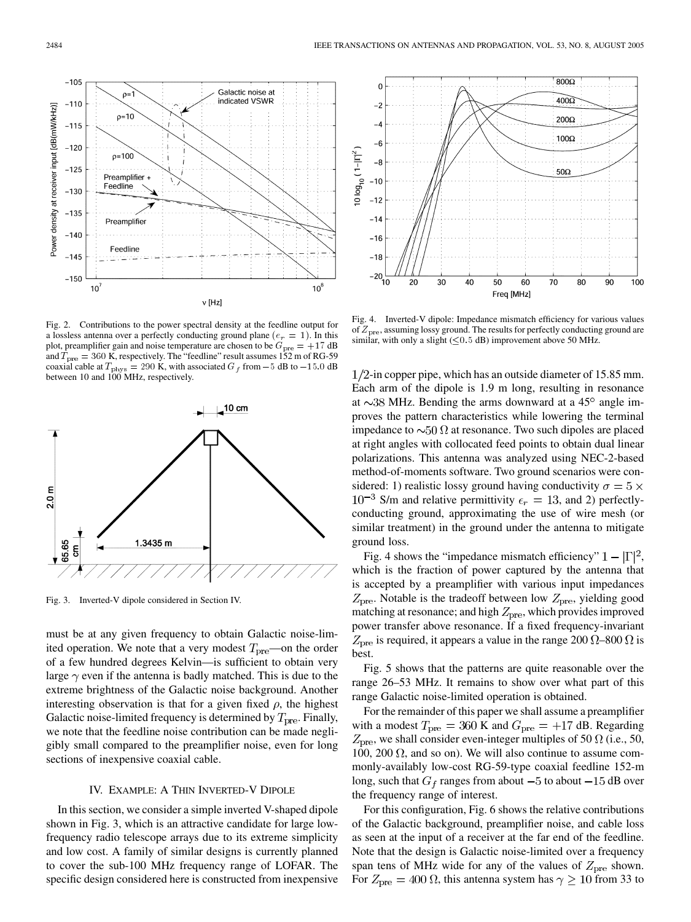Fig. 2. Contributions to the power spectral density at the feedline output for a lossless antenna over a perfectly conducting ground plane ($e_r = 1$). In this plot, preamplifier gain and noise temperature are chosen to be $G_{\rm pre} = +17$ dB and $T_{\rm pre} = 360$ K, respectively. The "feedline" result assumes 152 m of RG-59 coaxial cable at $T_{\rm phys} = 290$ K, with associated $G_f$ from $-5$ dB to $-15.0$ dB between 10 and 100 MHz, respectively.

Fig. 3. Inverted-V dipole considered in Section IV.

must be at any given frequency to obtain Galactic noise-limited operation. We note that a very modest $T_{\rm pre}$—on the order of a few hundred degrees Kelvin—is sufficient to obtain very large $\gamma$ even if the antenna is badly matched. This is due to the extreme brightness of the Galactic noise background. Another interesting observation is that for a given fixed $\rho$, the highest Galactic noise-limited frequency is determined by $T_{\rm pre}$. Finally, we note that the feedline noise contribution can be made negligibly small compared to the preamplifier noise, even for long sections of inexpensive coaxial cable.

## IV. Example: A Thin Inverted-V Dipole

In this section, we consider a simple inverted V-shaped dipole shown in Fig. 3, which is an attractive candidate for large low-frequency radio telescope arrays due to its extreme simplicity and low cost. A family of similar designs is currently planned to cover the sub-100 MHz frequency range of LOFAR. The specific design considered here is constructed from inexpensive

Fig. 4. Inverted-V dipole: Impedance mismatch efficiency for various values of $Z_{\rm pre}$, assuming lossy ground. The results for perfectly conducting ground are similar, with only a slight ($\leq 0.5$ dB) improvement above 50 MHz.

$1/2$-in copper pipe, which has an outside diameter of 15.85 mm. Each arm of the dipole is 1.9 m long, resulting in resonance at $\sim$38 MHz. Bending the arms downward at a 45° angle improves the pattern characteristics while lowering the terminal impedance to $\sim 50\ \Omega$ at resonance. Two such dipoles are placed at right angles with collocated feed points to obtain dual linear polarizations. This antenna was analyzed using NEC-2-based method-of-moments software. Two ground scenarios were considered: 1) realistic lossy ground having conductivity $\sigma = 5 \times 10^{-3}$ S/m and relative permittivity $\epsilon_r = 13$, and 2) perfectly-conducting ground, approximating the use of wire mesh (or similar treatment) in the ground under the antenna to mitigate ground loss.

Fig. 4 shows the "impedance mismatch efficiency" $1 - |\Gamma|^2$, which is the fraction of power captured by the antenna that is accepted by a preamplifier with various input impedances $Z_{\rm pre}$. Notable is the tradeoff between low $Z_{\rm pre}$, yielding good matching at resonance; and high $Z_{\rm pre}$, which provides improved power transfer above resonance. If a fixed frequency-invariant $Z_{\rm pre}$ is required, it appears a value in the range $200\ \Omega$–$800\ \Omega$ is best.

Fig. 5 shows that the patterns are quite reasonable over the range 26–53 MHz. It remains to show over what part of this range Galactic noise-limited operation is obtained.

For the remainder of this paper we shall assume a preamplifier with a modest $T_{\rm pre} = 360$ K and $G_{\rm pre} = +17$ dB. Regarding $Z_{\rm pre}$, we shall consider even-integer multiples of $50\ \Omega$ (i.e., 50, 100, $200\ \Omega$, and so on). We will also continue to assume commonly-availably low-cost RG-59-type coaxial feedline 152-m long, such that $G_f$ ranges from about $-5$ to about $-15$ dB over the frequency range of interest.

For this configuration, Fig. 6 shows the relative contributions of the Galactic background, preamplifier noise, and cable loss as seen at the input of a receiver at the far end of the feedline. Note that the design is Galactic noise-limited over a frequency span tens of MHz wide for any of the values of $Z_{\rm pre}$ shown. For $Z_{\rm pre} = 400\ \Omega$, this antenna system has $\gamma \geq 10$ from 33 to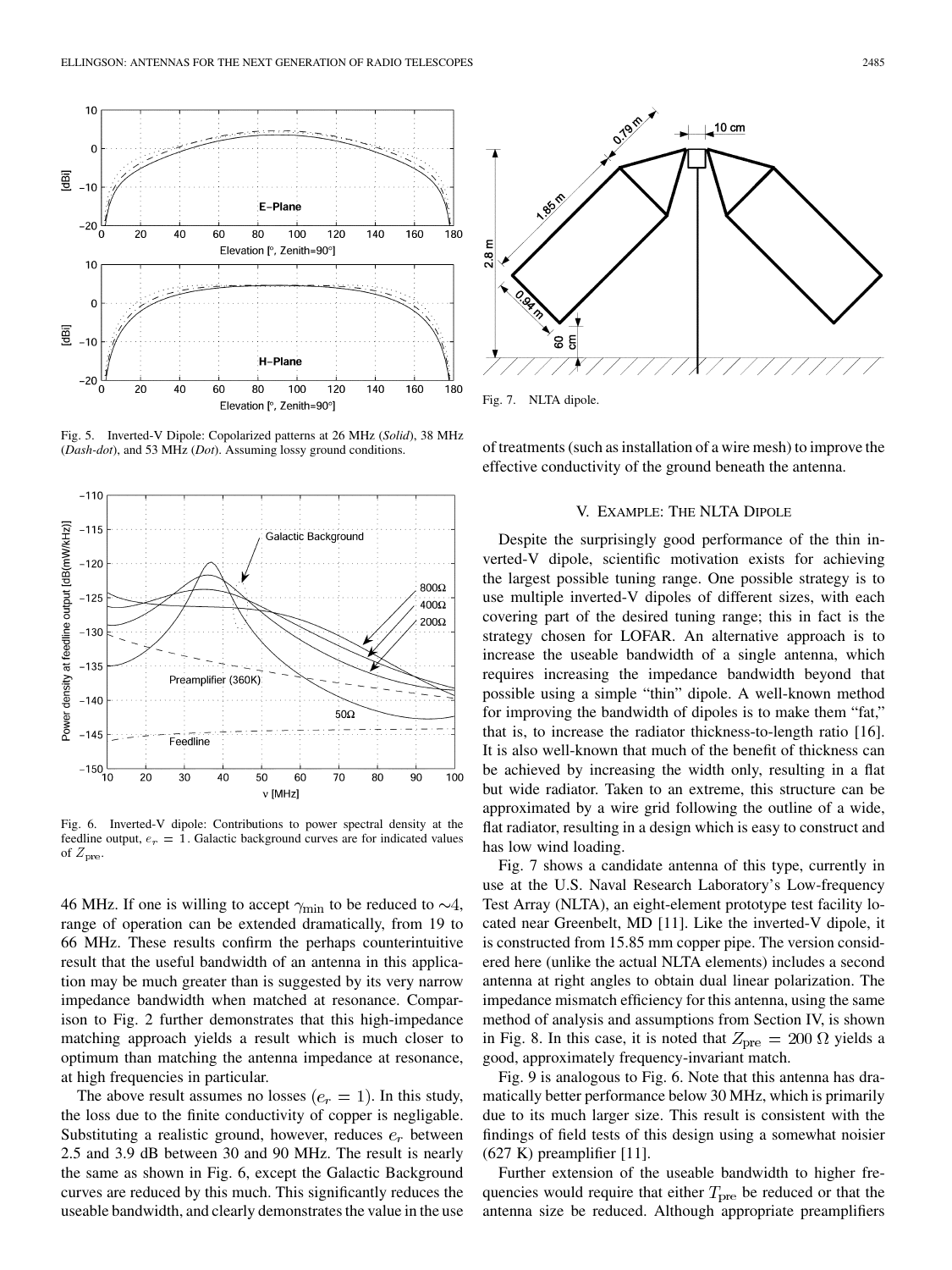Fig. 5. Inverted-V Dipole: Copolarized patterns at 26 MHz (*Solid*), 38 MHz (*Dash-dot*), and 53 MHz (*Dot*). Assuming lossy ground conditions.

Fig. 6. Inverted-V dipole: Contributions to power spectral density at the feedline output, $e_r = 1$. Galactic background curves are for indicated values of $Z_{\mathrm{pre}}$.

46 MHz. If one is willing to accept $\gamma_{\min}$ to be reduced to $\sim 4$, range of operation can be extended dramatically, from 19 to 66 MHz. These results confirm the perhaps counterintuitive result that the useful bandwidth of an antenna in this application may be much greater than is suggested by its very narrow impedance bandwidth when matched at resonance. Comparison to Fig. 2 further demonstrates that this high-impedance matching approach yields a result which is much closer to optimum than matching the antenna impedance at resonance, at high frequencies in particular.

The above result assumes no losses ($e_r = 1$). In this study, the loss due to the finite conductivity of copper is negligable. Substituting a realistic ground, however, reduces $e_r$ between 2.5 and 3.9 dB between 30 and 90 MHz. The result is nearly the same as shown in Fig. 6, except the Galactic Background curves are reduced by this much. This significantly reduces the useable bandwidth, and clearly demonstrates the value in the use of treatments (such as installation of a wire mesh) to improve the effective conductivity of the ground beneath the antenna.

Fig. 7. NLTA dipole.

## V. Example: The NLTA Dipole

Despite the surprisingly good performance of the thin inverted-V dipole, scientific motivation exists for achieving the largest possible tuning range. One possible strategy is to use multiple inverted-V dipoles of different sizes, with each covering part of the desired tuning range; this in fact is the strategy chosen for LOFAR. An alternative approach is to increase the useable bandwidth of a single antenna, which requires increasing the impedance bandwidth beyond that possible using a simple "thin" dipole. A well-known method for improving the bandwidth of dipoles is to make them "fat," that is, to increase the radiator thickness-to-length ratio [16]. It is also well-known that much of the benefit of thickness can be achieved by increasing the width only, resulting in a flat but wide radiator. Taken to an extreme, this structure can be approximated by a wire grid following the outline of a wide, flat radiator, resulting in a design which is easy to construct and has low wind loading.

Fig. 7 shows a candidate antenna of this type, currently in use at the U.S. Naval Research Laboratory's Low-frequency Test Array (NLTA), an eight-element prototype test facility located near Greenbelt, MD [11]. Like the inverted-V dipole, it is constructed from 15.85 mm copper pipe. The version considered here (unlike the actual NLTA elements) includes a second antenna at right angles to obtain dual linear polarization. The impedance mismatch efficiency for this antenna, using the same method of analysis and assumptions from Section IV, is shown in Fig. 8. In this case, it is noted that $Z_{\mathrm{pre}} = 200\ \Omega$ yields a good, approximately frequency-invariant match.

Fig. 9 is analogous to Fig. 6. Note that this antenna has dramatically better performance below 30 MHz, which is primarily due to its much larger size. This result is consistent with the findings of field tests of this design using a somewhat noisier (627 K) preamplifier [11].

Further extension of the useable bandwidth to higher frequencies would require that either $T_{\mathrm{pre}}$ be reduced or that the antenna size be reduced. Although appropriate preamplifiers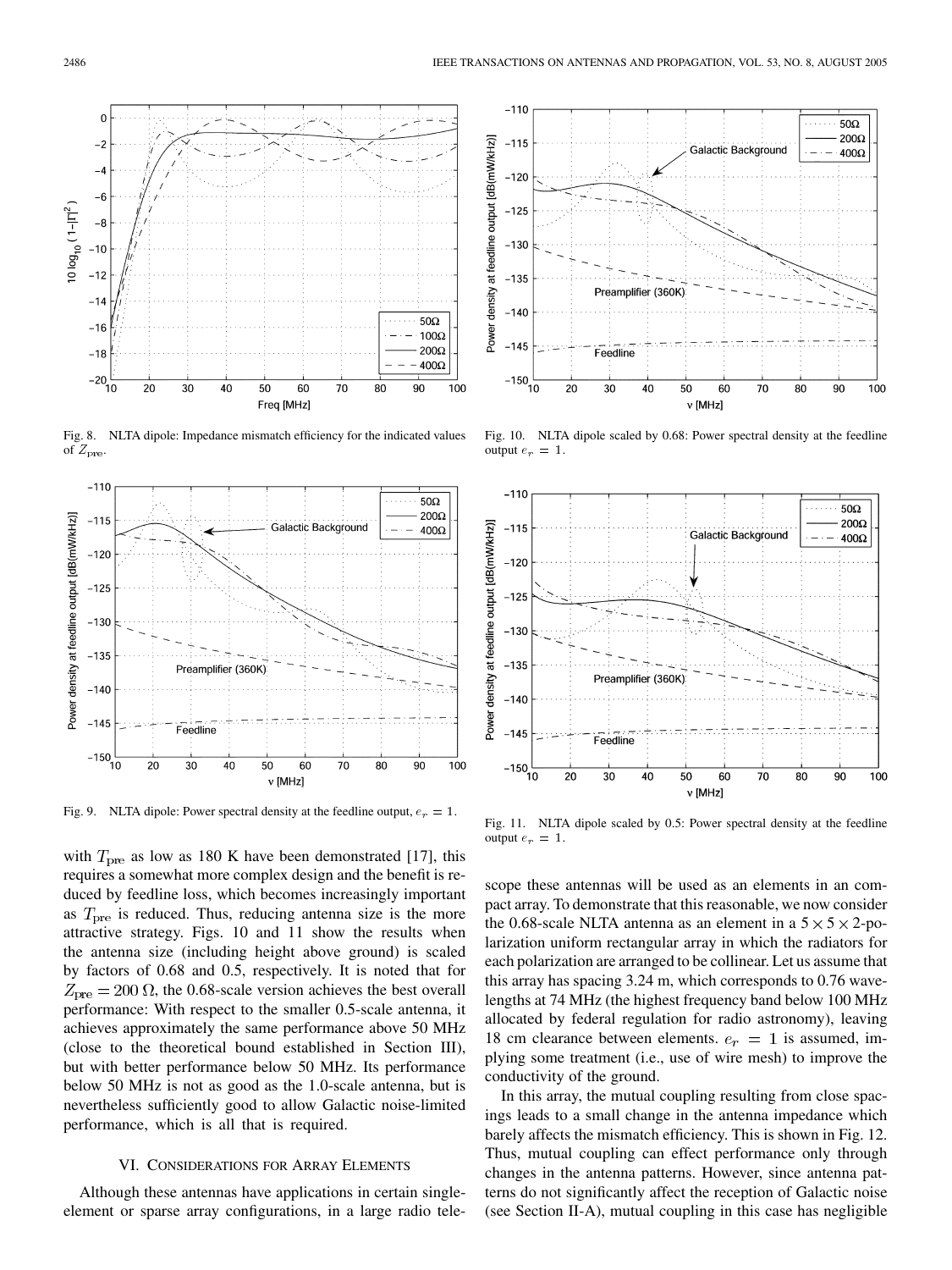Fig. 8. NLTA dipole: Impedance mismatch efficiency for the indicated values of $Z_{\rm pre}$.

Fig. 9. NLTA dipole: Power spectral density at the feedline output, $e_r = 1$.

Fig. 10. NLTA dipole scaled by 0.68: Power spectral density at the feedline output $e_r = 1$.

Fig. 11. NLTA dipole scaled by 0.5: Power spectral density at the feedline output $e_r = 1$.

with $T_{\rm pre}$ as low as 180 K have been demonstrated [17], this requires a somewhat more complex design and the benefit is reduced by feedline loss, which becomes increasingly important as $T_{\rm pre}$ is reduced. Thus, reducing antenna size is the more attractive strategy. Figs. 10 and 11 show the results when the antenna size (including height above ground) is scaled by factors of 0.68 and 0.5, respectively. It is noted that for $Z_{\rm pre} = 200\ \Omega$, the 0.68-scale version achieves the best overall performance: With respect to the smaller 0.5-scale antenna, it achieves approximately the same performance above 50 MHz (close to the theoretical bound established in Section III), but with better performance below 50 MHz. Its performance below 50 MHz is not as good as the 1.0-scale antenna, but is nevertheless sufficiently good to allow Galactic noise-limited performance, which is all that is required.

## VI. Considerations for Array Elements

Although these antennas have applications in certain single-element or sparse array configurations, in a large radio telescope these antennas will be used as an elements in an compact array. To demonstrate that this reasonable, we now consider the 0.68-scale NLTA antenna as an element in a $5 \times 5 \times 2$-polarization uniform rectangular array in which the radiators for each polarization are arranged to be collinear. Let us assume that this array has spacing 3.24 m, which corresponds to 0.76 wavelengths at 74 MHz (the highest frequency band below 100 MHz allocated by federal regulation for radio astronomy), leaving 18 cm clearance between elements. $e_r = 1$ is assumed, implying some treatment (i.e., use of wire mesh) to improve the conductivity of the ground.

In this array, the mutual coupling resulting from close spacings leads to a small change in the antenna impedance which barely affects the mismatch efficiency. This is shown in Fig. 12. Thus, mutual coupling can effect performance only through changes in the antenna patterns. However, since antenna patterns do not significantly affect the reception of Galactic noise (see Section II-A), mutual coupling in this case has negligible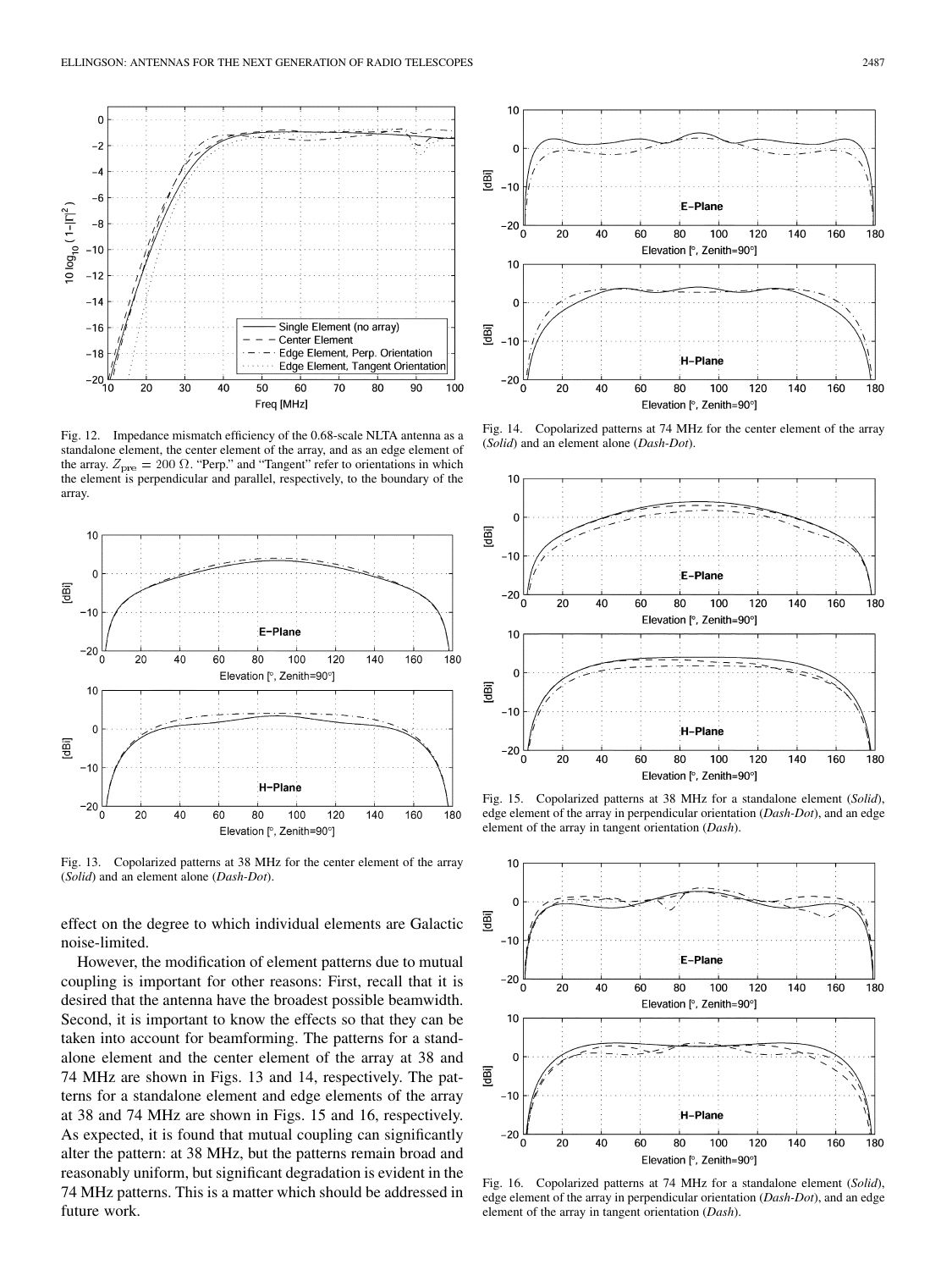Fig. 12. Impedance mismatch efficiency of the 0.68-scale NLTA antenna as a standalone element, the center element of the array, and as an edge element of the array. $Z_{\text{pre}} = 200\ \Omega$. "Perp." and "Tangent" refer to orientations in which the element is perpendicular and parallel, respectively, to the boundary of the array.

Fig. 13. Copolarized patterns at 38 MHz for the center element of the array (*Solid*) and an element alone (*Dash-Dot*).

effect on the degree to which individual elements are Galactic noise-limited.

However, the modification of element patterns due to mutual coupling is important for other reasons: First, recall that it is desired that the antenna have the broadest possible beamwidth. Second, it is important to know the effects so that they can be taken into account for beamforming. The patterns for a standalone element and the center element of the array at 38 and 74 MHz are shown in Figs. 13 and 14, respectively. The patterns for a standalone element and edge elements of the array at 38 and 74 MHz are shown in Figs. 15 and 16, respectively. As expected, it is found that mutual coupling can significantly alter the pattern: at 38 MHz, but the patterns remain broad and reasonably uniform, but significant degradation is evident in the 74 MHz patterns. This is a matter which should be addressed in future work.

Fig. 14. Copolarized patterns at 74 MHz for the center element of the array (*Solid*) and an element alone (*Dash-Dot*).

Fig. 15. Copolarized patterns at 38 MHz for a standalone element (*Solid*), edge element of the array in perpendicular orientation (*Dash-Dot*), and an edge element of the array in tangent orientation (*Dash*).

Fig. 16. Copolarized patterns at 74 MHz for a standalone element (*Solid*), edge element of the array in perpendicular orientation (*Dash-Dot*), and an edge element of the array in tangent orientation (*Dash*).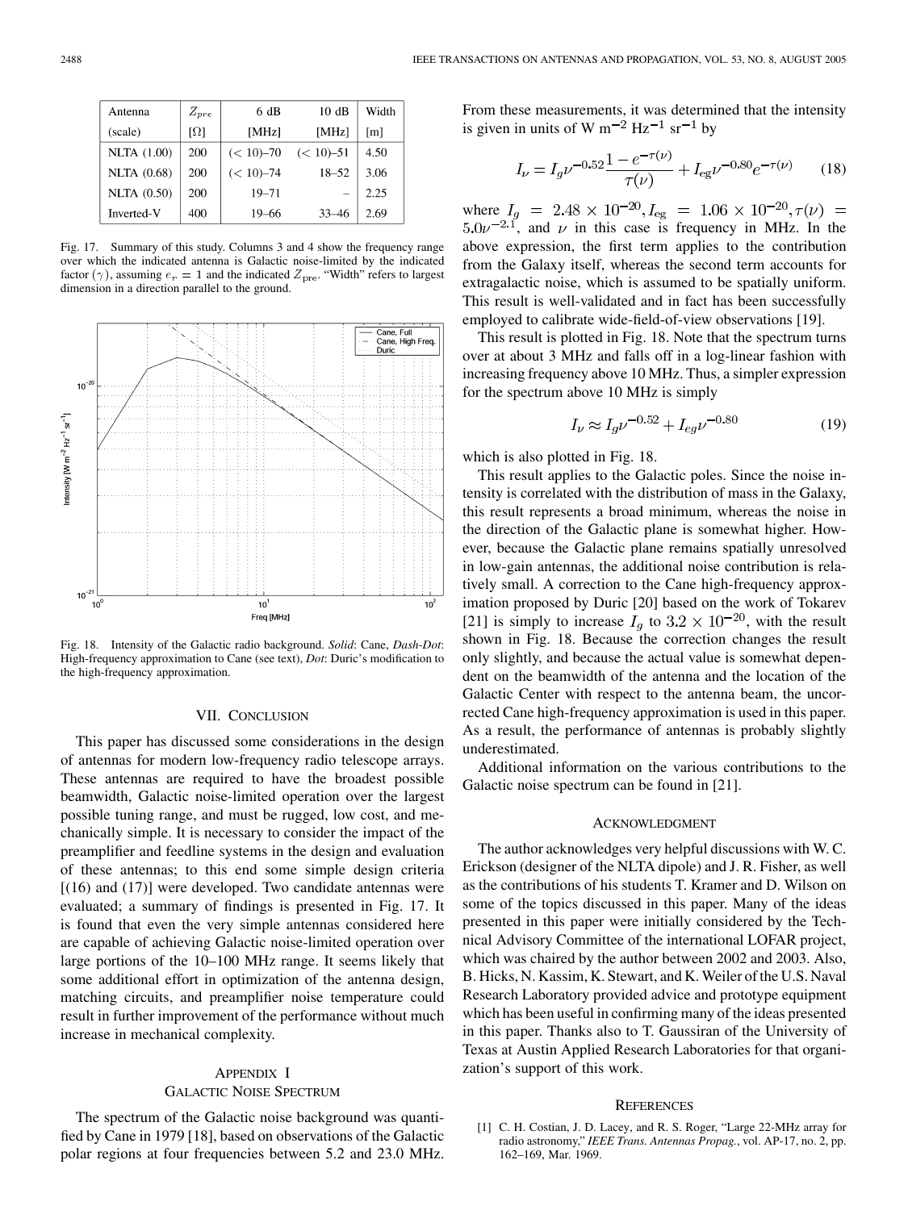| Antenna (scale) | $Z_{pre}$ [Ω] | 6 dB [MHz] | 10 dB [MHz] | Width [m] |
|---|---|---|---|---|
| NLTA (1.00) | 200 | (< 10)–70 | (< 10)–51 | 4.50 |
| NLTA (0.68) | 200 | (< 10)–74 | 18–52 | 3.06 |
| NLTA (0.50) | 200 | 19–71 | – | 2.25 |
| Inverted-V | 400 | 19–66 | 33–46 | 2.69 |

Fig. 17. Summary of this study. Columns 3 and 4 show the frequency range over which the indicated antenna is Galactic noise-limited by the indicated factor ($\gamma$), assuming $e_r = 1$ and the indicated $Z_{\rm pre}$. "Width" refers to largest dimension in a direction parallel to the ground.

Fig. 18. Intensity of the Galactic radio background. *Solid*: Cane, *Dash-Dot*: High-frequency approximation to Cane (see text), *Dot*: Duric's modification to the high-frequency approximation.

## VII. Conclusion

This paper has discussed some considerations in the design of antennas for modern low-frequency radio telescope arrays. These antennas are required to have the broadest possible beamwidth, Galactic noise-limited operation over the largest possible tuning range, and must be rugged, low cost, and mechanically simple. It is necessary to consider the impact of the preamplifier and feedline systems in the design and evaluation of these antennas; to this end some simple design criteria [(16) and (17)] were developed. Two candidate antennas were evaluated; a summary of findings is presented in Fig. 17. It is found that even the very simple antennas considered here are capable of achieving Galactic noise-limited operation over large portions of the 10–100 MHz range. It seems likely that some additional effort in optimization of the antenna design, matching circuits, and preamplifier noise temperature could result in further improvement of the performance without much increase in mechanical complexity.

## Appendix I
## Galactic Noise Spectrum

The spectrum of the Galactic noise background was quantified by Cane in 1979 [18], based on observations of the Galactic polar regions at four frequencies between 5.2 and 23.0 MHz. From these measurements, it was determined that the intensity is given in units of W m$^{-2}$ Hz$^{-1}$ sr$^{-1}$ by

$$I_\nu = I_g \nu^{-0.52} \frac{1 - e^{-\tau(\nu)}}{\tau(\nu)} + I_{\rm eg} \nu^{-0.80} e^{-\tau(\nu)} \tag{18}$$

where $I_g = 2.48 \times 10^{-20}$, $I_{\rm eg} = 1.06 \times 10^{-20}$, $\tau(\nu) = 5.0\nu^{-2.1}$, and $\nu$ in this case is frequency in MHz. In the above expression, the first term applies to the contribution from the Galaxy itself, whereas the second term accounts for extragalactic noise, which is assumed to be spatially uniform. This result is well-validated and in fact has been successfully employed to calibrate wide-field-of-view observations [19].

This result is plotted in Fig. 18. Note that the spectrum turns over at about 3 MHz and falls off in a log-linear fashion with increasing frequency above 10 MHz. Thus, a simpler expression for the spectrum above 10 MHz is simply

$$I_\nu \approx I_g \nu^{-0.52} + I_{eg} \nu^{-0.80} \tag{19}$$

which is also plotted in Fig. 18.

This result applies to the Galactic poles. Since the noise intensity is correlated with the distribution of mass in the Galaxy, this result represents a broad minimum, whereas the noise in the direction of the Galactic plane is somewhat higher. However, because the Galactic plane remains spatially unresolved in low-gain antennas, the additional noise contribution is relatively small. A correction to the Cane high-frequency approximation proposed by Duric [20] based on the work of Tokarev [21] is simply to increase $I_g$ to $3.2 \times 10^{-20}$, with the result shown in Fig. 18. Because the correction changes the result only slightly, and because the actual value is somewhat dependent on the beamwidth of the antenna and the location of the Galactic Center with respect to the antenna beam, the uncorrected Cane high-frequency approximation is used in this paper. As a result, the performance of antennas is probably slightly underestimated.

Additional information on the various contributions to the Galactic noise spectrum can be found in [21].

## Acknowledgment

The author acknowledges very helpful discussions with W. C. Erickson (designer of the NLTA dipole) and J. R. Fisher, as well as the contributions of his students T. Kramer and D. Wilson on some of the topics discussed in this paper. Many of the ideas presented in this paper were initially considered by the Technical Advisory Committee of the international LOFAR project, which was chaired by the author between 2002 and 2003. Also, B. Hicks, N. Kassim, K. Stewart, and K. Weiler of the U.S. Naval Research Laboratory provided advice and prototype equipment which has been useful in confirming many of the ideas presented in this paper. Thanks also to T. Gaussiran of the University of Texas at Austin Applied Research Laboratories for that organization's support of this work.

## References

[1] C. H. Costian, J. D. Lacey, and R. S. Roger, "Large 22-MHz array for radio astronomy," *IEEE Trans. Antennas Propag.*, vol. AP-17, no. 2, pp. 162–169, Mar. 1969.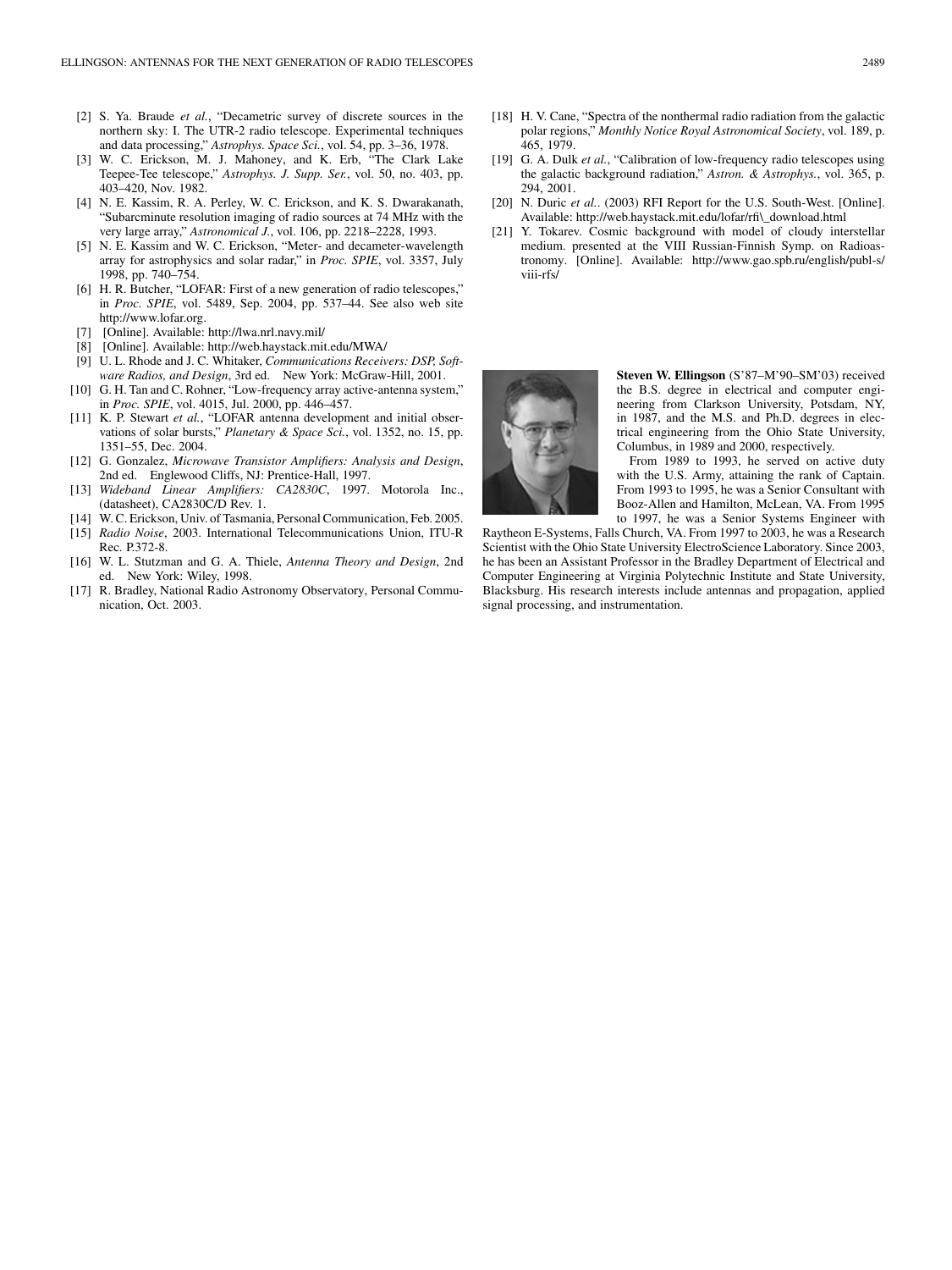[2] S. Ya. Braude *et al.*, "Decametric survey of discrete sources in the northern sky: I. The UTR-2 radio telescope. Experimental techniques and data processing," *Astrophys. Space Sci.*, vol. 54, pp. 3–36, 1978.

[3] W. C. Erickson, M. J. Mahoney, and K. Erb, "The Clark Lake Teepee-Tee telescope," *Astrophys. J. Supp. Ser.*, vol. 50, no. 403, pp. 403–420, Nov. 1982.

[4] N. E. Kassim, R. A. Perley, W. C. Erickson, and K. S. Dwarakanath, "Subarcminute resolution imaging of radio sources at 74 MHz with the very large array," *Astronomical J.*, vol. 106, pp. 2218–2228, 1993.

[5] N. E. Kassim and W. C. Erickson, "Meter- and decameter-wavelength array for astrophysics and solar radar," in *Proc. SPIE*, vol. 3357, July 1998, pp. 740–754.

[6] H. R. Butcher, "LOFAR: First of a new generation of radio telescopes," in *Proc. SPIE*, vol. 5489, Sep. 2004, pp. 537–44. See also web site http://www.lofar.org.

[7] [Online]. Available: http://lwa.nrl.navy.mil/

[8] [Online]. Available: http://web.haystack.mit.edu/MWA/

[9] U. L. Rhode and J. C. Whitaker, *Communications Receivers: DSP, Software Radios, and Design*, 3rd ed. New York: McGraw-Hill, 2001.

[10] G. H. Tan and C. Rohner, "Low-frequency array active-antenna system," in *Proc. SPIE*, vol. 4015, Jul. 2000, pp. 446–457.

[11] K. P. Stewart *et al.*, "LOFAR antenna development and initial observations of solar bursts," *Planetary & Space Sci.*, vol. 1352, no. 15, pp. 1351–55, Dec. 2004.

[12] G. Gonzalez, *Microwave Transistor Amplifiers: Analysis and Design*, 2nd ed. Englewood Cliffs, NJ: Prentice-Hall, 1997.

[13] *Wideband Linear Amplifiers: CA2830C*, 1997. Motorola Inc., (datasheet), CA2830C/D Rev. 1.

[14] W. C. Erickson, Univ. of Tasmania, Personal Communication, Feb. 2005.

[15] *Radio Noise*, 2003. International Telecommunications Union, ITU-R Rec. P.372-8.

[16] W. L. Stutzman and G. A. Thiele, *Antenna Theory and Design*, 2nd ed. New York: Wiley, 1998.

[17] R. Bradley, National Radio Astronomy Observatory, Personal Communication, Oct. 2003.

[18] H. V. Cane, "Spectra of the nonthermal radio radiation from the galactic polar regions," *Monthly Notice Royal Astronomical Society*, vol. 189, p. 465, 1979.

[19] G. A. Dulk *et al.*, "Calibration of low-frequency radio telescopes using the galactic background radiation," *Astron. & Astrophys.*, vol. 365, p. 294, 2001.

[20] N. Duric *et al.*. (2003) RFI Report for the U.S. South-West. [Online]. Available: http://web.haystack.mit.edu/lofar/rfi\_download.html

[21] Y. Tokarev. Cosmic background with model of cloudy interstellar medium. presented at the VIII Russian-Finnish Symp. on Radioastronomy. [Online]. Available: http://www.gao.spb.ru/english/publ-s/viii-rfs/

**Steven W. Ellingson** (S'87–M'90–SM'03) received the B.S. degree in electrical and computer engineering from Clarkson University, Potsdam, NY, in 1987, and the M.S. and Ph.D. degrees in electrical engineering from the Ohio State University, Columbus, in 1989 and 2000, respectively.

From 1989 to 1993, he served on active duty with the U.S. Army, attaining the rank of Captain. From 1993 to 1995, he was a Senior Consultant with Booz-Allen and Hamilton, McLean, VA. From 1995 to 1997, he was a Senior Systems Engineer with Raytheon E-Systems, Falls Church, VA. From 1997 to 2003, he was a Research Scientist with the Ohio State University ElectroScience Laboratory. Since 2003, he has been an Assistant Professor in the Bradley Department of Electrical and Computer Engineering at Virginia Polytechnic Institute and State University, Blacksburg. His research interests include antennas and propagation, applied signal processing, and instrumentation.